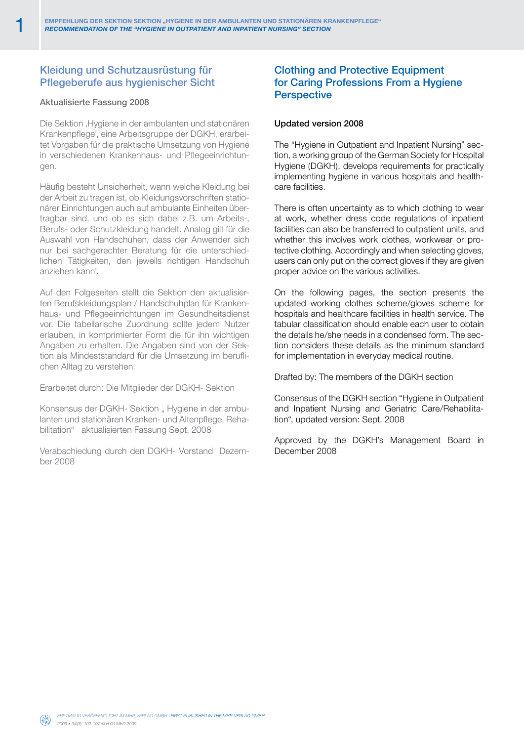# Kleidung und Schutzausrüstung für Pflegeberufe aus hygienischer Sicht

**Aktualisierte Fassung 2008**

Die Sektion 'Hygiene in der ambulanten und stationären Krankenpflege', eine Arbeitsgruppe der DGKH, erarbeitet Vorgaben für die praktische Umsetzung von Hygiene in verschiedenen Krankenhaus- und Pflegeeinrichtungen.

Häufig besteht Unsicherheit, wann welche Kleidung bei der Arbeit zu tragen ist, ob Kleidungsvorschriften stationärer Einrichtungen auch auf ambulante Einheiten übertragbar sind, und ob es sich dabei z.B. um Arbeits-, Berufs- oder Schutzkleidung handelt. Analog gilt für die Auswahl von Handschuhen, dass der Anwender sich nur bei sachgerechter Beratung für die unterschiedlichen Tätigkeiten, den jeweils richtigen Handschuh anziehen kann'.

Auf den Folgeseiten stellt die Sektion den aktualisierten Berufskleidungsplan / Handschuhplan für Krankenhaus- und Pflegeeinrichtungen im Gesundheitsdienst vor. Die tabellarische Zuordnung sollte jedem Nutzer erlauben, in komprimierter Form die für ihn wichtigen Angaben zu erhalten. Die Angaben sind von der Sektion als Mindeststandard für die Umsetzung im beruflichen Alltag zu verstehen.

Erarbeitet durch: Die Mitglieder der DGKH- Sektion

Konsensus der DGKH- Sektion „ Hygiene in der ambulanten und stationären Kranken- und Altenpflege, Rehabilitation" aktualisierten Fassung Sept. 2008

Verabschiedung durch den DGKH- Vorstand Dezember 2008

# Clothing and Protective Equipment for Caring Professions From a Hygiene Perspective

**Updated version 2008**

The "Hygiene in Outpatient and Inpatient Nursing" section, a working group of the German Society for Hospital Hygiene (DGKH), develops requirements for practically implementing hygiene in various hospitals and healthcare facilities.

There is often uncertainty as to which clothing to wear at work, whether dress code regulations of inpatient facilities can also be transferred to outpatient units, and whether this involves work clothes, workwear or protective clothing. Accordingly and when selecting gloves, users can only put on the correct gloves if they are given proper advice on the various activities.

On the following pages, the section presents the updated working clothes scheme/gloves scheme for hospitals and healthcare facilities in health service. The tabular classification should enable each user to obtain the details he/she needs in a condensed form. The section considers these details as the minimum standard for implementation in everyday medical routine.

Drafted by: The members of the DGKH section

Consensus of the DGKH section "Hygiene in Outpatient and Inpatient Nursing and Geriatric Care/Rehabilitation", updated version: Sept. 2008

Approved by the DGKH's Management Board in December 2008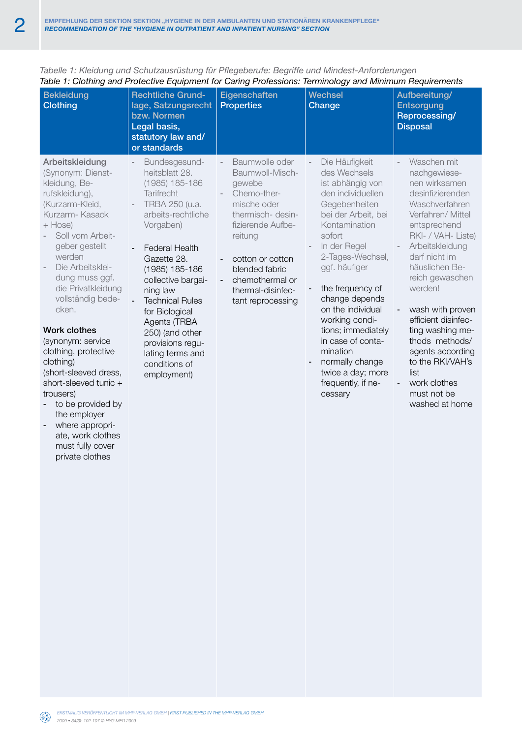*Tabelle 1: Kleidung und Schutzausrüstung für Pflegeberufe: Begriffe und Mindest-Anforderungen*
*Table 1: Clothing and Protective Equipment for Caring Professions: Terminology and Minimum Requirements*

| Bekleidung<br>Clothing | Rechtliche Grundlage, Satzungsrecht bzw. Normen<br>Legal basis, statutory law and/ or standards | Eigenschaften<br>Properties | Wechsel<br>Change | Aufbereitung/ Entsorgung<br>Reprocessing/ Disposal |
|---|---|---|---|---|
| **Arbeitskleidung** (Synonym: Dienstkleidung, Berufskleidung), (Kurzarm-Kleid, Kurzarm- Kasack + Hose)<br>- Soll vom Arbeitgeber gestellt werden<br>- Die Arbeitskleidung muss ggf. die Privatkleidung vollständig bedecken.<br><br>**Work clothes** (synonym: service clothing, protective clothing) (short-sleeved dress, short-sleeved tunic + trousers)<br>- to be provided by the employer<br>- where appropriate, work clothes must fully cover private clothes | - Bundesgesundheitsblatt 28. (1985) 185-186 Tarifrecht<br>- TRBA 250 (u.a. arbeits-rechtliche Vorgaben)<br><br>- Federal Health Gazette 28. (1985) 185-186 collective bargaining law<br>- Technical Rules for Biological Agents (TRBA 250) (and other provisions regulating terms and conditions of employment) | - Baumwolle oder Baumwoll-Mischgewebe<br>- Chemo-thermische oder thermisch- desinfizierende Aufbereitung<br><br>- cotton or cotton blended fabric<br>- chemothermal or thermal-disinfectant reprocessing | - Die Häufigkeit des Wechsels ist abhängig von den individuellen Gegebenheiten bei der Arbeit, bei Kontamination sofort<br>- In der Regel 2-Tages-Wechsel, ggf. häufiger<br><br>- the frequency of change depends on the individual working conditions; immediately in case of contamination<br>- normally change twice a day; more frequently, if necessary | - Waschen mit nachgewiesenen wirksamen desinfizierenden Waschverfahren Verfahren/ Mittel entsprechend RKI- / VAH- Liste)<br>- Arbeitskleidung darf nicht im häuslichen Bereich gewaschen werden!<br><br>- wash with proven efficient disinfecting washing methods methods/ agents according to the RKI/VAH's list<br>- work clothes must not be washed at home |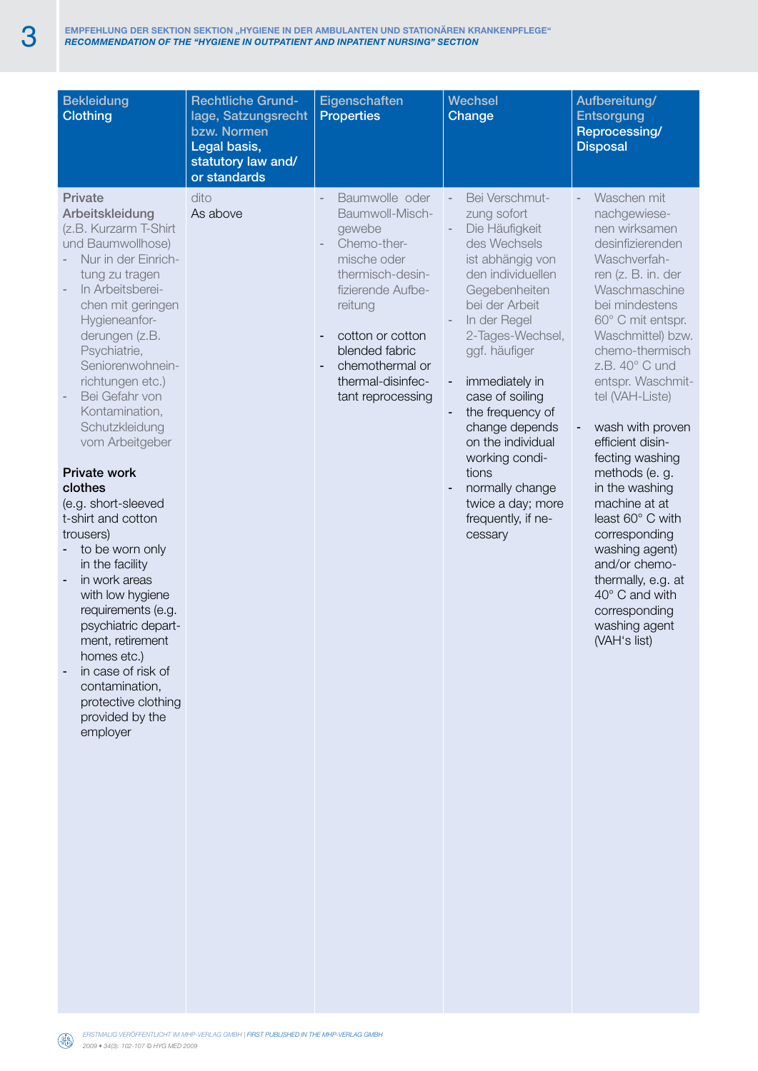| Bekleidung<br>**Clothing** | Rechtliche Grundlage, Satzungsrecht bzw. Normen<br>**Legal basis, statutory law and/or standards** | Eigenschaften<br>**Properties** | Wechsel<br>**Change** | Aufbereitung/ Entsorgung<br>**Reprocessing/ Disposal** |
|---|---|---|---|---|
| Private Arbeitskleidung (z.B. Kurzarm T-Shirt und Baumwollhose)<br>- Nur in der Einrichtung zu tragen<br>- In Arbeitsbereichen mit geringen Hygieneanforderungen (z.B. Psychiatrie, Seniorenwohneinrichtungen etc.)<br>- Bei Gefahr von Kontamination, Schutzkleidung vom Arbeitgeber<br><br>**Private work clothes**<br>(e.g. short-sleeved t-shirt and cotton trousers)<br>- to be worn only in the facility<br>- in work areas with low hygiene requirements (e.g. psychiatric department, retirement homes etc.)<br>- in case of risk of contamination, protective clothing provided by the employer | dito<br><br>As above | - Baumwolle oder Baumwoll-Mischgewebe<br>- Chemo-thermische oder thermisch-desinfizierende Aufbereitung<br><br>- cotton or cotton blended fabric<br>- chemothermal or thermal-disinfectant reprocessing | - Bei Verschmutzung sofort<br>- Die Häufigkeit des Wechsels ist abhängig von den individuellen Gegebenheiten bei der Arbeit<br>- In der Regel 2-Tages-Wechsel, ggf. häufiger<br><br>- immediately in case of soiling<br>- the frequency of change depends on the individual working conditions<br>- normally change twice a day; more frequently, if necessary | - Waschen mit nachgewiesenen wirksamen desinfizierenden Waschverfahren (z. B. in. der Waschmaschine bei mindestens 60° C mit entspr. Waschmittel) bzw. chemo-thermisch z.B. 40° C und entspr. Waschmittel (VAH-Liste)<br><br>- wash with proven efficient disinfecting washing methods (e. g. in the washing machine at at least 60° C with corresponding washing agent) and/or chemothermally, e.g. at 40° C and with corresponding washing agent (VAH's list) |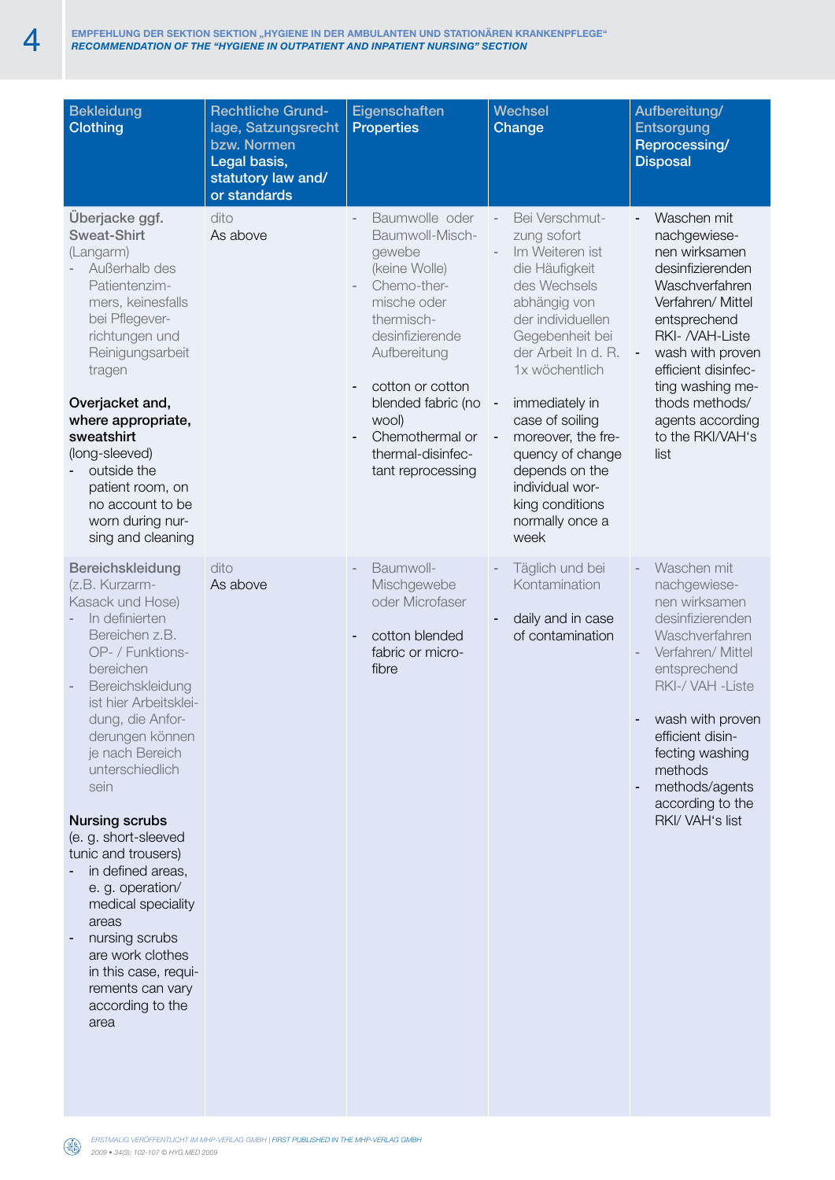| Bekleidung<br>Clothing | Rechtliche Grundlage, Satzungsrecht bzw. Normen<br>Legal basis, statutory law and/or standards | Eigenschaften<br>Properties | Wechsel<br>Change | Aufbereitung/ Entsorgung<br>Reprocessing/ Disposal |
|---|---|---|---|---|
| Überjacke ggf. Sweat-Shirt (Langarm)<br>- Außerhalb des Patientenzimmers, keinesfalls bei Pflegeverrichtungen und Reinigungsarbeit tragen<br><br>**Overjacket and, where appropriate, sweatshirt** (long-sleeved)<br>- outside the patient room, on no account to be worn during nursing and cleaning | dito<br>As above | - Baumwolle oder Baumwoll-Mischgewebe (keine Wolle)<br>- Chemo-thermische oder thermisch-desinfizierende Aufbereitung<br><br>- cotton or cotton blended fabric (no wool)<br>- Chemothermal or thermal-disinfectant reprocessing | - Bei Verschmutzung sofort<br>- Im Weiteren ist die Häufigkeit des Wechsels abhängig von der individuellen Gegebenheit bei der Arbeit In d. R. 1x wöchentlich<br><br>- immediately in case of soiling<br>- moreover, the frequency of change depends on the individual working conditions normally once a week | - Waschen mit nachgewiesenen wirksamen desinfizierenden Waschverfahren Verfahren/ Mittel entsprechend RKI- /VAH-Liste<br>- wash with proven efficient disinfecting washing methods/ agents according to the RKI/VAH's list |
| Bereichskleidung (z.B. Kurzarm-Kasack und Hose)<br>- In definierten Bereichen z.B. OP- / Funktionsbereichen<br>- Bereichskleidung ist hier Arbeitskleidung, die Anforderungen können je nach Bereich unterschiedlich sein<br><br>**Nursing scrubs** (e. g. short-sleeved tunic and trousers)<br>- in defined areas, e. g. operation/ medical speciality areas<br>- nursing scrubs are work clothes in this case, requirements can vary according to the area | dito<br>As above | - Baumwoll-Mischgewebe oder Microfaser<br><br>- cotton blended fabric or microfibre | - Täglich und bei Kontamination<br><br>- daily and in case of contamination | - Waschen mit nachgewiesenen wirksamen desinfizierenden Waschverfahren<br>- Verfahren/ Mittel entsprechend RKI-/ VAH -Liste<br><br>- wash with proven efficient disinfecting washing methods<br>- methods/agents according to the RKI/ VAH's list |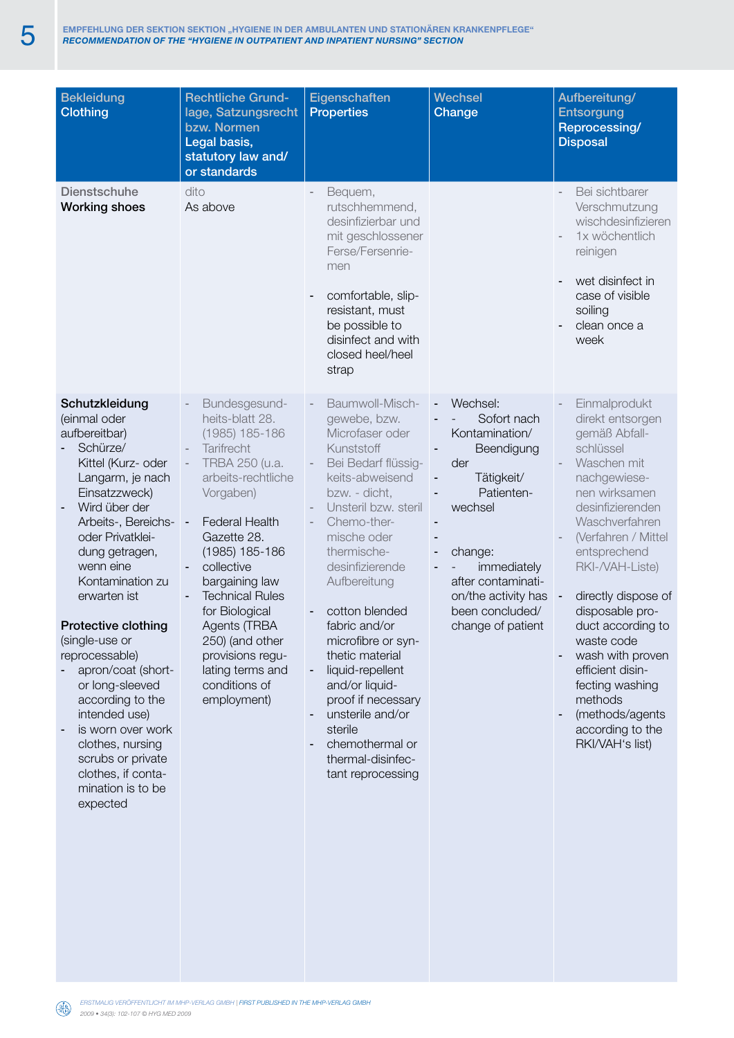| Bekleidung<br>Clothing | Rechtliche Grundlage, Satzungsrecht bzw. Normen<br>Legal basis, statutory law and/or standards | Eigenschaften<br>Properties | Wechsel<br>Change | Aufbereitung/ Entsorgung<br>Reprocessing/ Disposal |
|---|---|---|---|---|
| Dienstschuhe<br>**Working shoes** | dito<br>As above | - Bequem, rutschhemmend, desinfizierbar und mit geschlossener Ferse/Fersenriemen<br><br>- comfortable, slip-resistant, must be possible to disinfect and with closed heel/heel strap | | - Bei sichtbarer Verschmutzung wischdesinfizieren<br>- 1x wöchentlich reinigen<br><br>- wet disinfect in case of visible soiling<br>- clean once a week |
| **Schutzkleidung** (einmal oder aufbereitbar)<br>- Schürze/ Kittel (Kurz- oder Langarm, je nach Einsatzzweck)<br>- Wird über der Arbeits-, Bereichs- oder Privatkleidung getragen, wenn eine Kontamination zu erwarten ist<br><br>**Protective clothing** (single-use or reprocessable)<br>- apron/coat (short- or long-sleeved according to the intended use)<br>- is worn over work clothes, nursing scrubs or private clothes, if contamination is to be expected | - Bundesgesundheits-blatt 28. (1985) 185-186<br>- Tarifrecht<br>- TRBA 250 (u.a. arbeits-rechtliche Vorgaben)<br><br>- Federal Health Gazette 28. (1985) 185-186<br>- collective bargaining law<br>- Technical Rules for Biological Agents (TRBA 250) (and other provisions regulating terms and conditions of employment) | - Baumwoll-Mischgewebe, bzw. Microfaser oder Kunststoff<br>- Bei Bedarf flüssigkeits-abweisend bzw. - dicht,<br>- Unsteril bzw. steril<br>- Chemo-thermische oder thermische-desinfizierende Aufbereitung<br><br>- cotton blended fabric and/or microfibre or synthetic material<br>- liquid-repellent and/or liquid-proof if necessary<br>- unsterile and/or sterile<br>- chemothermal or thermal-disinfectant reprocessing | - Wechsel:<br>- - Sofort nach Kontamination/<br>- Beendigung der<br>- Tätigkeit/<br>- Patienten-wechsel<br><br>- change:<br>- - immediately after contamination/the activity has been concluded/ change of patient | - Einmalprodukt direkt entsorgen gemäß Abfall-schlüssel<br>- Waschen mit nachgewiesenen wirksamen desinfizierenden Waschverfahren<br>- (Verfahren / Mittel entsprechend RKI-/VAH-Liste)<br><br>- directly dispose of disposable product according to waste code<br>- wash with proven efficient disinfecting washing methods<br>- (methods/agents according to the RKI/VAH's list) |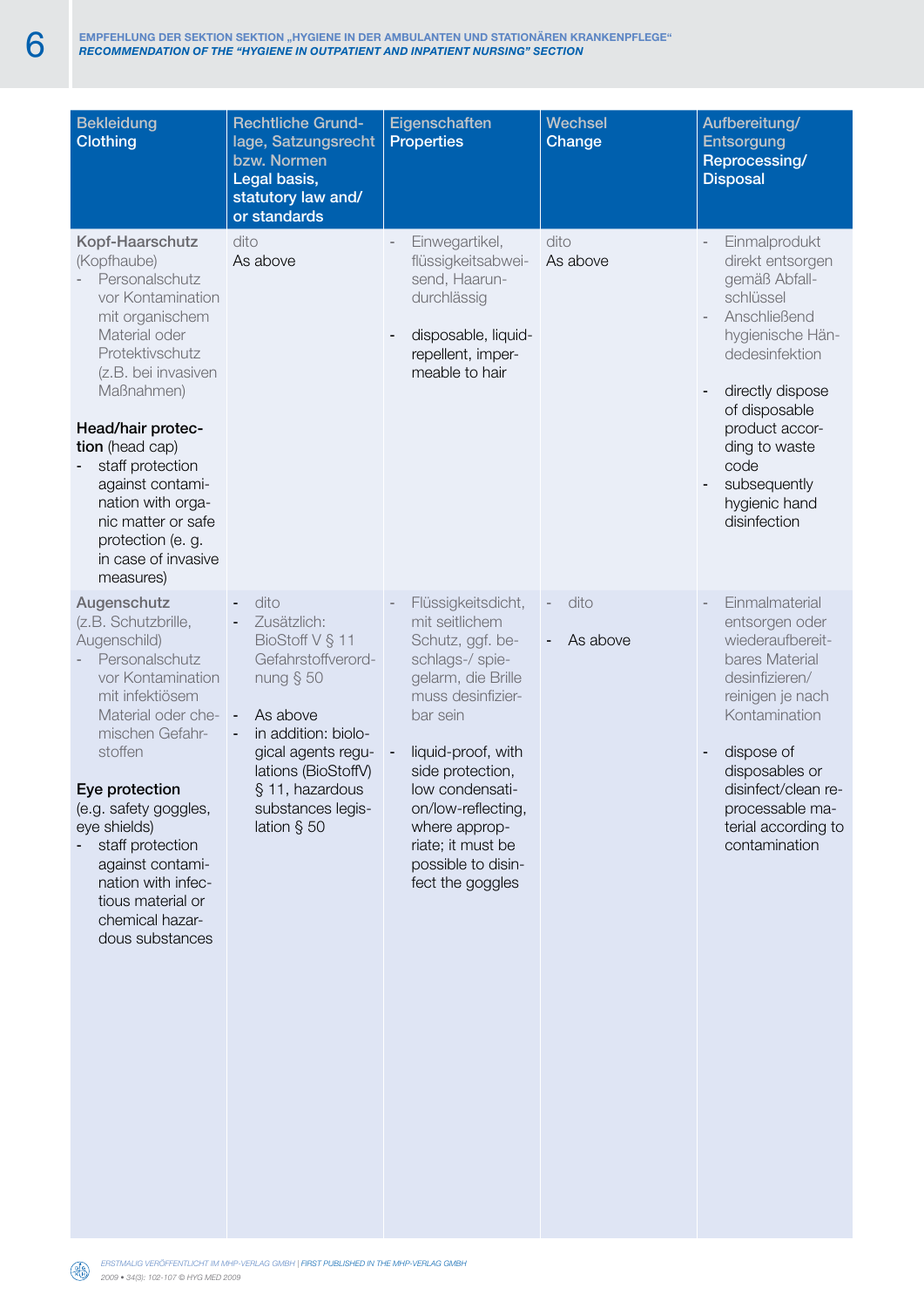| Bekleidung<br>**Clothing** | Rechtliche Grundlage, Satzungsrecht bzw. Normen<br>**Legal basis, statutory law and/or standards** | Eigenschaften<br>**Properties** | Wechsel<br>**Change** | Aufbereitung/ Entsorgung<br>**Reprocessing/ Disposal** |
|---|---|---|---|---|
| **Kopf-Haarschutz** (Kopfhaube)<br>- Personalschutz vor Kontamination mit organischem Material oder Protektivschutz (z.B. bei invasiven Maßnahmen)<br><br>**Head/hair protection** (head cap)<br>- staff protection against contamination with organic matter or safe protection (e. g. in case of invasive measures) | dito<br>As above | - Einwegartikel, flüssigkeitsabweisend, Haarundurchlässig<br><br>- disposable, liquid-repellent, impermeable to hair | dito<br>As above | - Einmalprodukt direkt entsorgen gemäß Abfallschlüssel<br>- Anschließend hygienische Händedesinfektion<br><br>- directly dispose of disposable product according to waste code<br>- subsequently hygienic hand disinfection |
| **Augenschutz** (z.B. Schutzbrille, Augenschild)<br>- Personalschutz vor Kontamination mit infektiösem Material oder chemischen Gefahrstoffen<br><br>**Eye protection** (e.g. safety goggles, eye shields)<br>- staff protection against contamination with infectious material or chemical hazardous substances | - dito<br>- Zusätzlich: BioStoff V § 11 Gefahrstoffverordnung § 50<br><br>- As above<br>- in addition: biological agents regulations (BioStoffV) § 11, hazardous substances legislation § 50 | - Flüssigkeitsdicht, mit seitlichem Schutz, ggf. beschlags-/ spiegelarm, die Brille muss desinfizierbar sein<br><br>- liquid-proof, with side protection, low condensation/low-reflecting, where appropriate; it must be possible to disinfect the goggles | - dito<br><br>- As above | - Einmalmaterial entsorgen oder wiederaufbereitbares Material desinfizieren/ reinigen je nach Kontamination<br><br>- dispose of disposables or disinfect/clean reprocessable material according to contamination |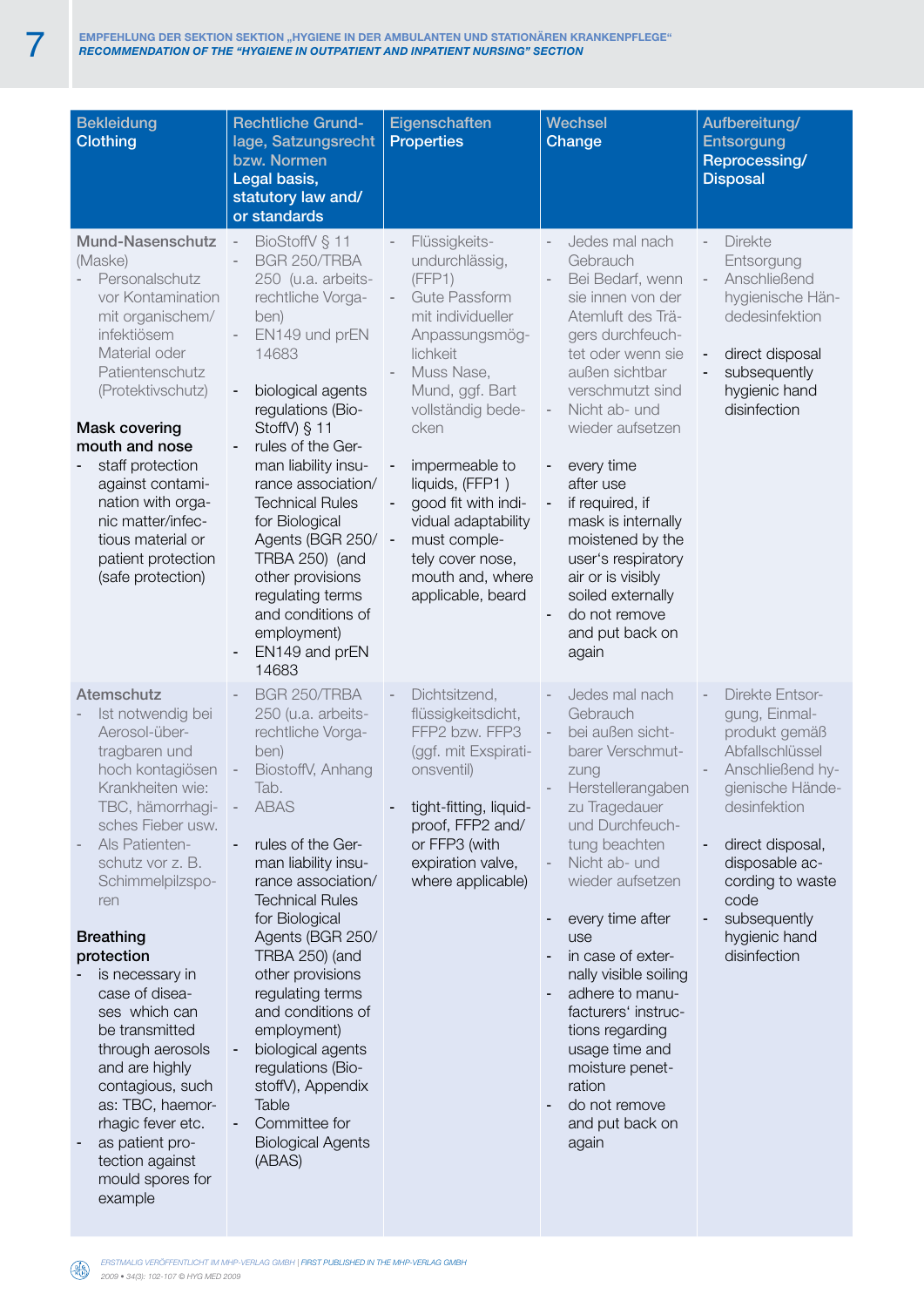| Bekleidung<br>**Clothing** | Rechtliche Grundlage, Satzungsrecht bzw. Normen<br>**Legal basis, statutory law and/or standards** | Eigenschaften<br>**Properties** | Wechsel<br>**Change** | Aufbereitung/ Entsorgung<br>**Reprocessing/ Disposal** |
|---|---|---|---|---|
| **Mund-Nasenschutz** (Maske)<br>- Personalschutz vor Kontamination mit organischem/ infektiösem Material oder Patientenschutz (Protektivschutz)<br><br>**Mask covering mouth and nose**<br>- staff protection against contamination with organic matter/infectious material or patient protection (safe protection) | - BioStoffV § 11<br>- BGR 250/TRBA 250 (u.a. arbeitsrechtliche Vorgaben)<br>- EN149 und prEN 14683<br><br>- biological agents regulations (BioStoffV) § 11<br>- rules of the German liability insurance association/ Technical Rules for Biological Agents (BGR 250/ TRBA 250) (and other provisions regulating terms and conditions of employment)<br>- EN149 and prEN 14683 | - Flüssigkeitsundurchlässig, (FFP1)<br>- Gute Passform mit individueller Anpassungsmöglichkeit<br>- Muss Nase, Mund, ggf. Bart vollständig bedecken<br><br>- impermeable to liquids, (FFP1 )<br>- good fit with individual adaptability<br>- must completely cover nose, mouth and, where applicable, beard | - Jedes mal nach Gebrauch<br>- Bei Bedarf, wenn sie innen von der Atemluft des Trägers durchfeuchtet oder wenn sie außen sichtbar verschmutzt sind<br>- Nicht ab- und wieder aufsetzen<br><br>- every time after use<br>- if required, if mask is internally moistened by the user's respiratory air or is visibly soiled externally<br>- do not remove and put back on again | - Direkte Entsorgung<br>- Anschließend hygienische Händedesinfektion<br><br>- direct disposal<br>- subsequently hygienic hand disinfection |
| **Atemschutz**<br>- Ist notwendig bei Aerosol-übertragbaren und hoch kontagiösen Krankheiten wie: TBC, hämorrhagisches Fieber usw.<br>- Als Patientenschutz vor z. B. Schimmelpilzsporen<br><br>**Breathing protection**<br>- is necessary in case of diseases which can be transmitted through aerosols and are highly contagious, such as: TBC, haemorrhagic fever etc.<br>- as patient protection against mould spores for example | - BGR 250/TRBA 250 (u.a. arbeitsrechtliche Vorgaben)<br>- BiostoffV, Anhang Tab.<br>- ABAS<br><br>- rules of the German liability insurance association/ Technical Rules for Biological Agents (BGR 250/ TRBA 250) (and other provisions regulating terms and conditions of employment)<br>- biological agents regulations (Biostoff), Appendix Table<br>- Committee for Biological Agents (ABAS) | - Dichtsitzend, flüssigkeitsdicht, FFP2 bzw. FFP3 (ggf. mit Exspirationsventil)<br><br>- tight-fitting, liquid-proof, FFP2 and/ or FFP3 (with expiration valve, where applicable) | - Jedes mal nach Gebrauch<br>- bei außen sichtbarer Verschmutzung<br>- Herstellerangaben zu Tragedauer und Durchfeuchtung beachten<br>- Nicht ab- und wieder aufsetzen<br><br>- every time after use<br>- in case of externally visible soiling<br>- adhere to manufacturers' instructions regarding usage time and moisture penetration<br>- do not remove and put back on again | - Direkte Entsorgung, Einmalprodukt gemäß Abfallschlüssel<br>- Anschließend hygienische Händedesinfektion<br><br>- direct disposal, disposable according to waste code<br>- subsequently hygienic hand disinfection |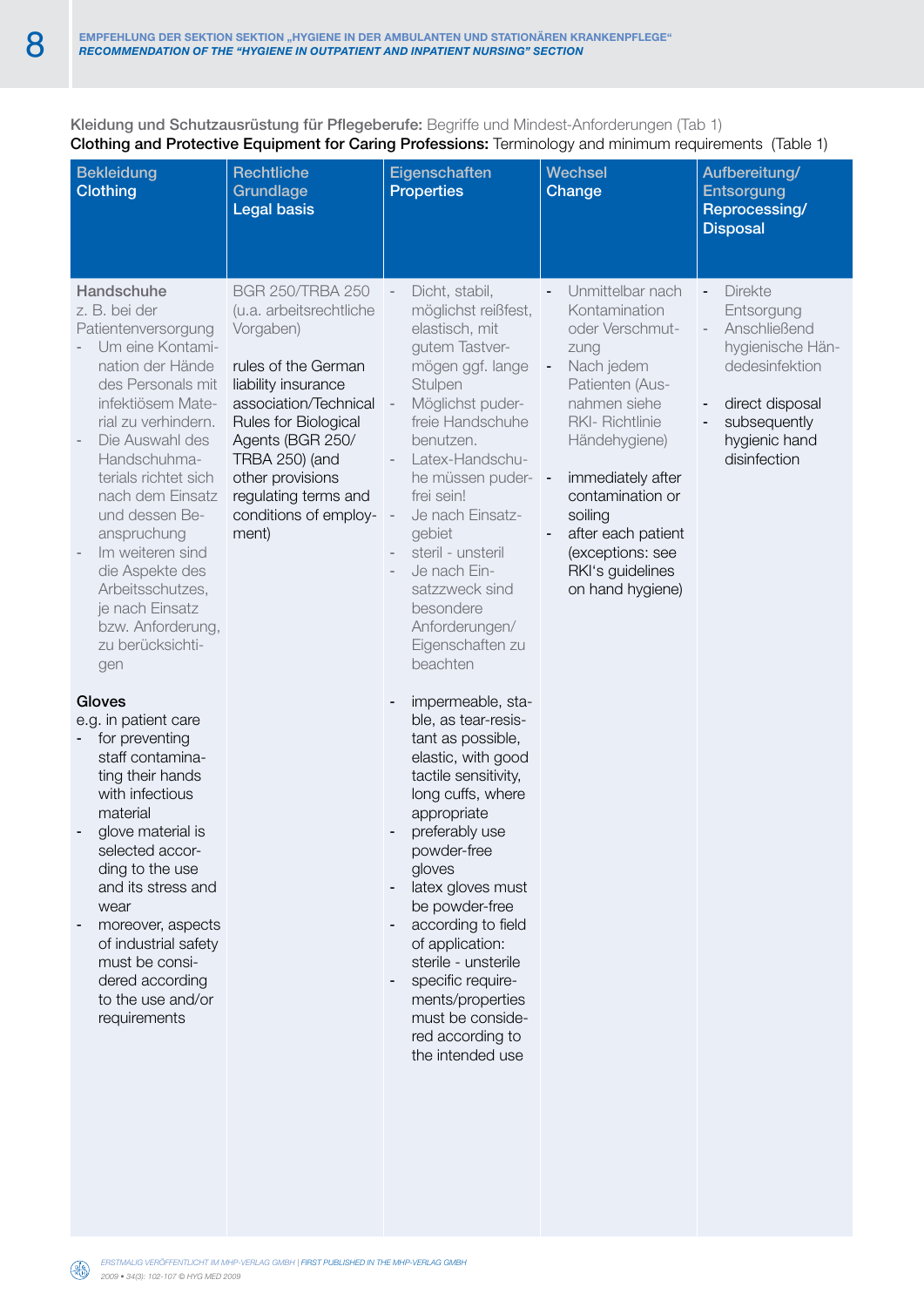**Kleidung und Schutzausrüstung für Pflegeberufe:** Begriffe und Mindest-Anforderungen (Tab 1)
**Clothing and Protective Equipment for Caring Professions:** Terminology and minimum requirements (Table 1)

| Bekleidung<br>**Clothing** | Rechtliche Grundlage<br>**Legal basis** | Eigenschaften<br>**Properties** | Wechsel<br>**Change** | Aufbereitung/ Entsorgung<br>**Reprocessing/ Disposal** |
|---|---|---|---|---|
| **Handschuhe**<br>z. B. bei der Patientenversorgung<br>- Um eine Kontamination der Hände des Personals mit infektiösem Material zu verhindern.<br>- Die Auswahl des Handschuhmaterials richtet sich nach dem Einsatz und dessen Beanspruchung<br>- Im weiteren sind die Aspekte des Arbeitsschutzes, je nach Einsatz bzw. Anforderung, zu berücksichtigen<br><br>**Gloves**<br>e.g. in patient care<br>- for preventing staff contaminating their hands with infectious material<br>- glove material is selected according to the use and its stress and wear<br>- moreover, aspects of industrial safety must be considered according to the use and/or requirements | BGR 250/TRBA 250 (u.a. arbeitsrechtliche Vorgaben)<br><br>rules of the German liability insurance association/Technical Rules for Biological Agents (BGR 250/ TRBA 250) (and other provisions regulating terms and conditions of employment) | - Dicht, stabil, möglichst reißfest, elastisch, mit gutem Tastvermögen ggf. lange Stulpen<br>- Möglichst puderfreie Handschuhe benutzen.<br>- Latex-Handschuhe müssen puderfrei sein!<br>- Je nach Einsatzgebiet<br>- steril - unsteril<br>- Je nach Einsatzzweck sind besondere Anforderungen/ Eigenschaften zu beachten<br><br>- impermeable, stable, as tear-resistant as possible, elastic, with good tactile sensitivity, long cuffs, where appropriate<br>- preferably use powder-free gloves<br>- latex gloves must be powder-free<br>- according to field of application: sterile - unsterile<br>- specific requirements/properties must be considered according to the intended use | - Unmittelbar nach Kontamination oder Verschmutzung<br>- Nach jedem Patienten (Ausnahmen siehe RKI- Richtlinie Händehygiene)<br><br>- immediately after contamination or soiling<br>- after each patient (exceptions: see RKI's guidelines on hand hygiene) | - Direkte Entsorgung<br>- Anschließend hygienische Händedesinfektion<br><br>- direct disposal<br>- subsequently hygienic hand disinfection |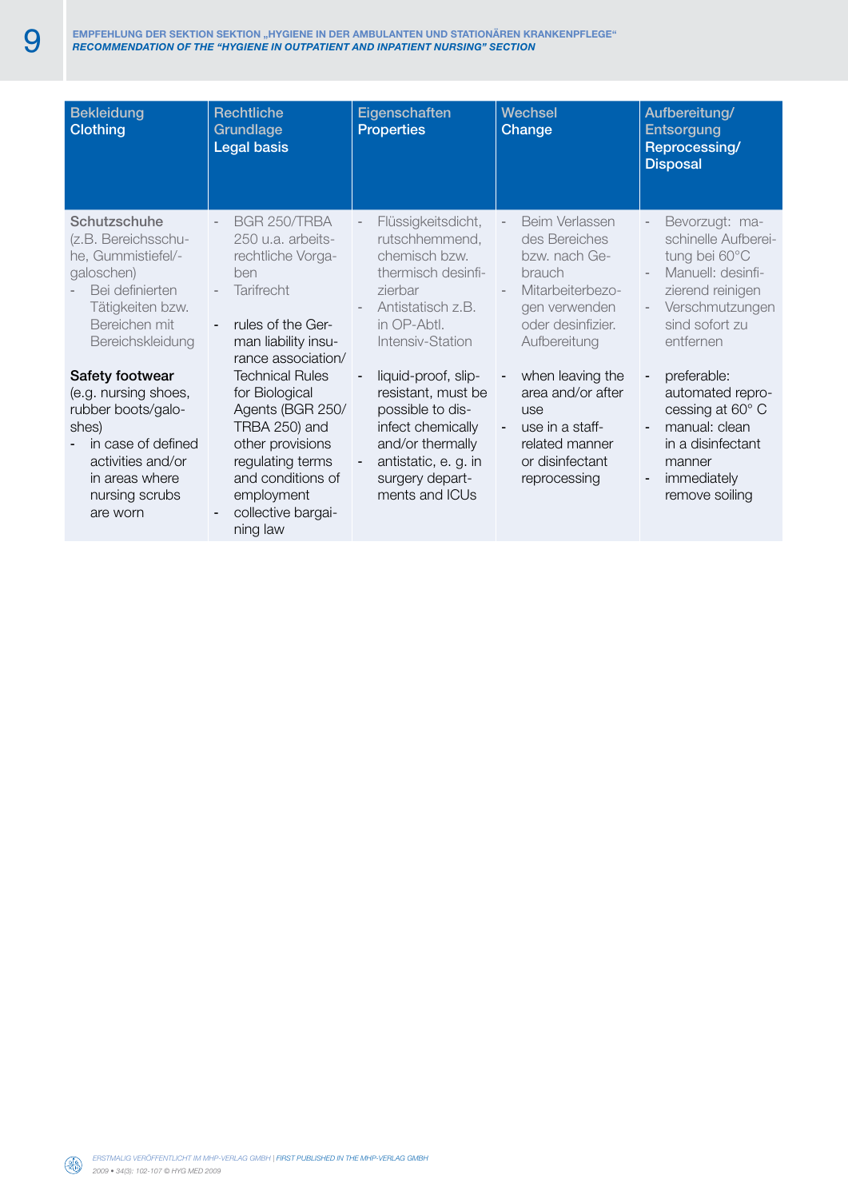| Bekleidung<br>Clothing | Rechtliche Grundlage<br>Legal basis | Eigenschaften<br>Properties | Wechsel<br>Change | Aufbereitung/ Entsorgung<br>Reprocessing/ Disposal |
|---|---|---|---|---|
| Schutzschuhe (z.B. Bereichsschuhe, Gummistiefel/-galoschen)<br>- Bei definierten Tätigkeiten bzw. Bereichen mit Bereichskleidung<br><br>**Safety footwear** (e.g. nursing shoes, rubber boots/galoshes)<br>- in case of defined activities and/or in areas where nursing scrubs are worn | - BGR 250/TRBA 250 u.a. arbeitsrechtliche Vorgaben<br>- Tarifrecht<br><br>- rules of the German liability insurance association/ Technical Rules for Biological Agents (BGR 250/ TRBA 250) and other provisions regulating terms and conditions of employment<br>- collective bargaining law | - Flüssigkeitsdicht, rutschhemmend, chemisch bzw. thermisch desinfizierbar<br>- Antistatisch z.B. in OP-Abtl. Intensiv-Station<br><br>- liquid-proof, slip-resistant, must be possible to disinfect chemically and/or thermally<br>- antistatic, e. g. in surgery departments and ICUs | - Beim Verlassen des Bereiches bzw. nach Gebrauch<br>- Mitarbeiterbezogen verwenden oder desinfizier. Aufbereitung<br><br>- when leaving the area and/or after use<br>- use in a staff-related manner or disinfectant reprocessing | - Bevorzugt: maschinelle Aufbereitung bei 60°C<br>- Manuell: desinfizierend reinigen<br>- Verschmutzungen sind sofort zu entfernen<br><br>- preferable: automated reprocessing at 60° C<br>- manual: clean in a disinfectant manner<br>- immediately remove soiling |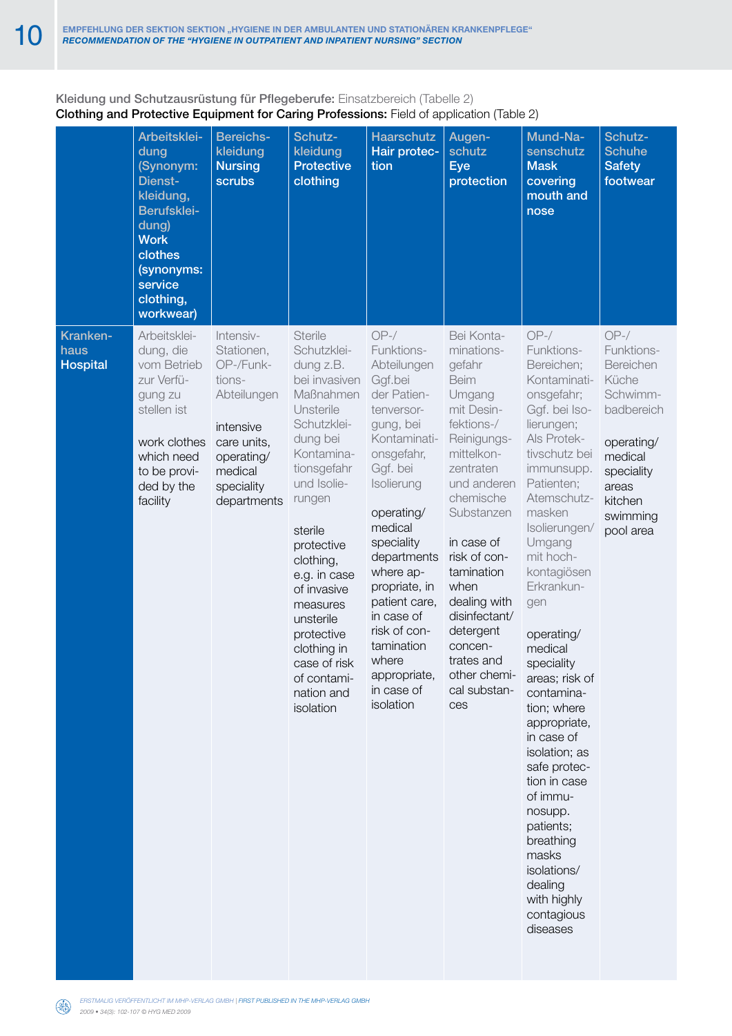**Kleidung und Schutzausrüstung für Pflegeberufe:** Einsatzbereich (Tabelle 2)
**Clothing and Protective Equipment for Caring Professions:** Field of application (Table 2)

| | Arbeitskleidung (Synonym: Dienstkleidung, Berufskleidung) **Work clothes (synonyms: service clothing, workwear)** | Bereichskleidung **Nursing scrubs** | Schutzkleidung **Protective clothing** | Haarschutz **Hair protection** | Augenschutz **Eye protection** | Mund-Nasenschutz **Mask covering mouth and nose** | Schutz-Schuhe **Safety footwear** |
|---|---|---|---|---|---|---|---|
| **Krankenhaus Hospital** | Arbeitskleidung, die vom Betrieb zur Verfügung zu stellen ist<br><br>work clothes which need to be provided by the facility | Intensiv-Stationen, OP-/Funktions-Abteilungen<br><br>intensive care units, operating/ medical speciality departments | Sterile Schutzkleidung z.B. bei invasiven Maßnahmen Unsterile Schutzkleidung bei Kontaminationsgefahr und Isolierungen<br><br>sterile protective clothing, e.g. in case of invasive measures unsterile protective clothing in case of risk of contamination and isolation | OP-/ Funktions-Abteilungen Ggf.bei der Patientenversorgung, bei Kontaminationsgefahr, Ggf. bei Isolierung<br><br>operating/ medical speciality departments where appropriate, in patient care, in case of risk of contamination where appropriate, in case of isolation | Bei Kontaminationsgefahr Beim Umgang mit Desinfektions-/ Reinigungsmittelkonzentraten und anderen chemische Substanzen<br><br>in case of risk of contamination when dealing with disinfectant/ detergent concentrates and other chemical substances | OP-/ Funktions-Bereichen; Kontaminationsgefahr; Ggf. bei Isolierungen; Als Protektivschutz bei immunsupp. Patienten; Atemschutzmasken Isolierungen/ Umgang mit hochkontagiösen Erkrankungen<br><br>operating/ medical speciality areas; risk of contamination; where appropriate, in case of isolation; as safe protection in case of immunosupp. patients; breathing masks isolations/ dealing with highly contagious diseases | OP-/ Funktions-Bereichen Küche Schwimmbadbereich<br><br>operating/ medical speciality areas kitchen swimming pool area |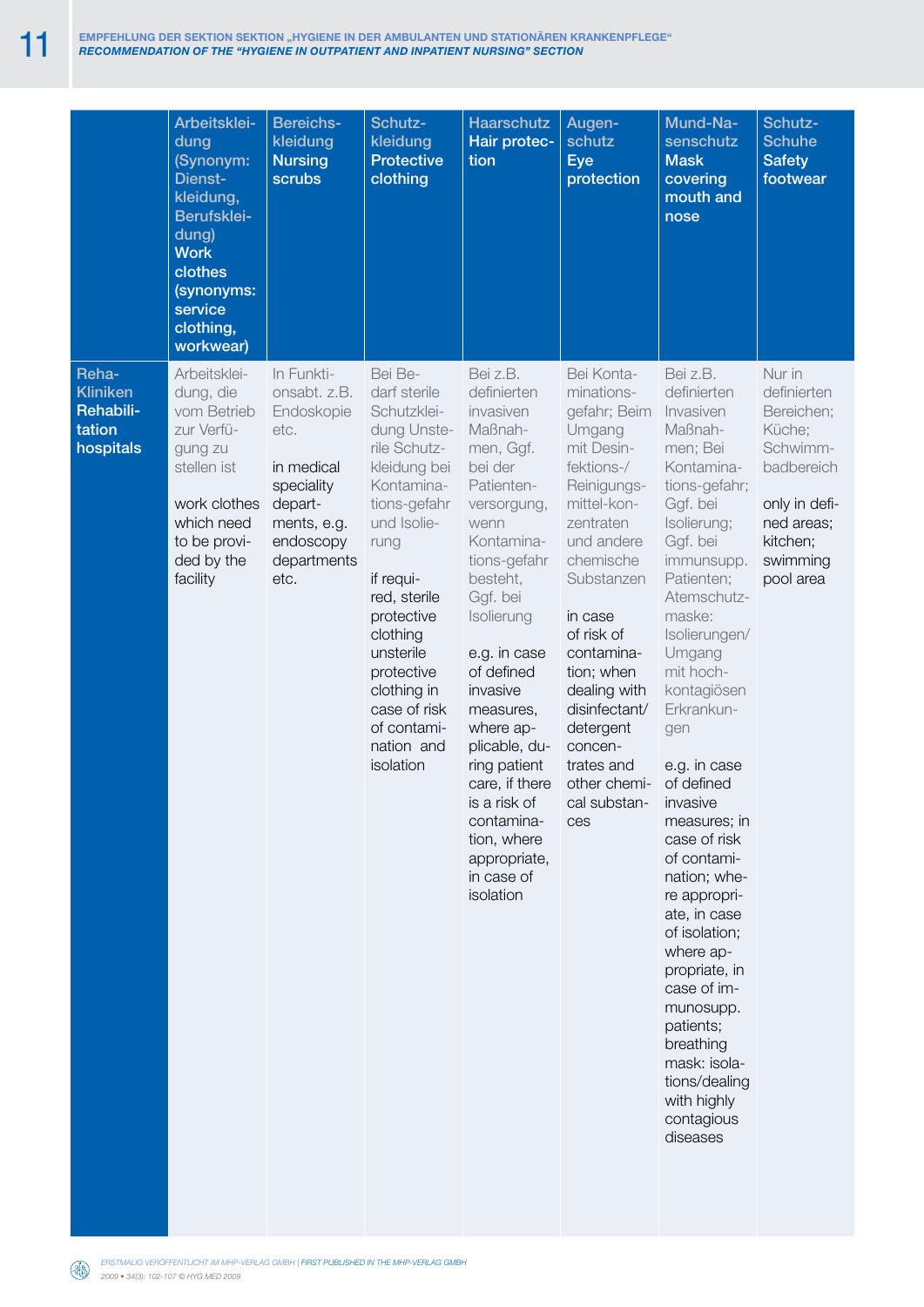| | Arbeitskleidung (Synonym: Dienstkleidung, Berufskleidung) Work clothes (synonyms: service clothing, workwear) | Bereichskleidung Nursing scrubs | Schutzkleidung Protective clothing | Haarschutz Hair protection | Augenschutz Eye protection | Mund-Nasenschutz Mask covering mouth and nose | Schutz-Schuhe Safety footwear |
|---|---|---|---|---|---|---|---|
| Reha-Kliniken Rehabilitation hospitals | Arbeitskleidung, die vom Betrieb zur Verfügung zu stellen ist<br><br>work clothes which need to be provided by the facility | In Funktionsabt. z.B. Endoskopie etc.<br><br>in medical speciality departments, e.g. endoscopy departments etc. | Bei Bedarf sterile Schutzkleidung Unsterile Schutzkleidung bei Kontaminationsgefahr und Isolierung<br><br>if required, sterile protective clothing unsterile protective clothing in case of risk of contamination and isolation | Bei z.B. definierten invasiven Maßnahmen, Ggf. bei der Patientenversorgung, wenn Kontaminationsgefahr besteht, Ggf. bei Isolierung<br><br>e.g. in case of defined invasive measures, where applicable, during patient care, if there is a risk of contamination, where appropriate, in case of isolation | Bei Kontaminationsgefahr; Beim Umgang mit Desinfektions-/Reinigungsmittel-konzentraten und andere chemische Substanzen<br><br>in case of risk of contamination; when dealing with disinfectant/detergent concentrates and other chemical substances | Bei z.B. definierten Invasiven Maßnahmen; Bei Kontaminations-gefahr; Ggf. bei Isolierung; Ggf. bei immunsupp. Patienten; Atemschutzmaske: Isolierungen/Umgang mit hochkontagiösen Erkrankungen<br><br>e.g. in case of defined invasive measures; in case of risk of contamination; where appropriate, in case of isolation; where appropriate, in case of immunosupp. patients; breathing mask: isolations/dealing with highly contagious diseases | Nur in definierten Bereichen; Küche; Schwimmbadbereich<br><br>only in defined areas; kitchen; swimming pool area |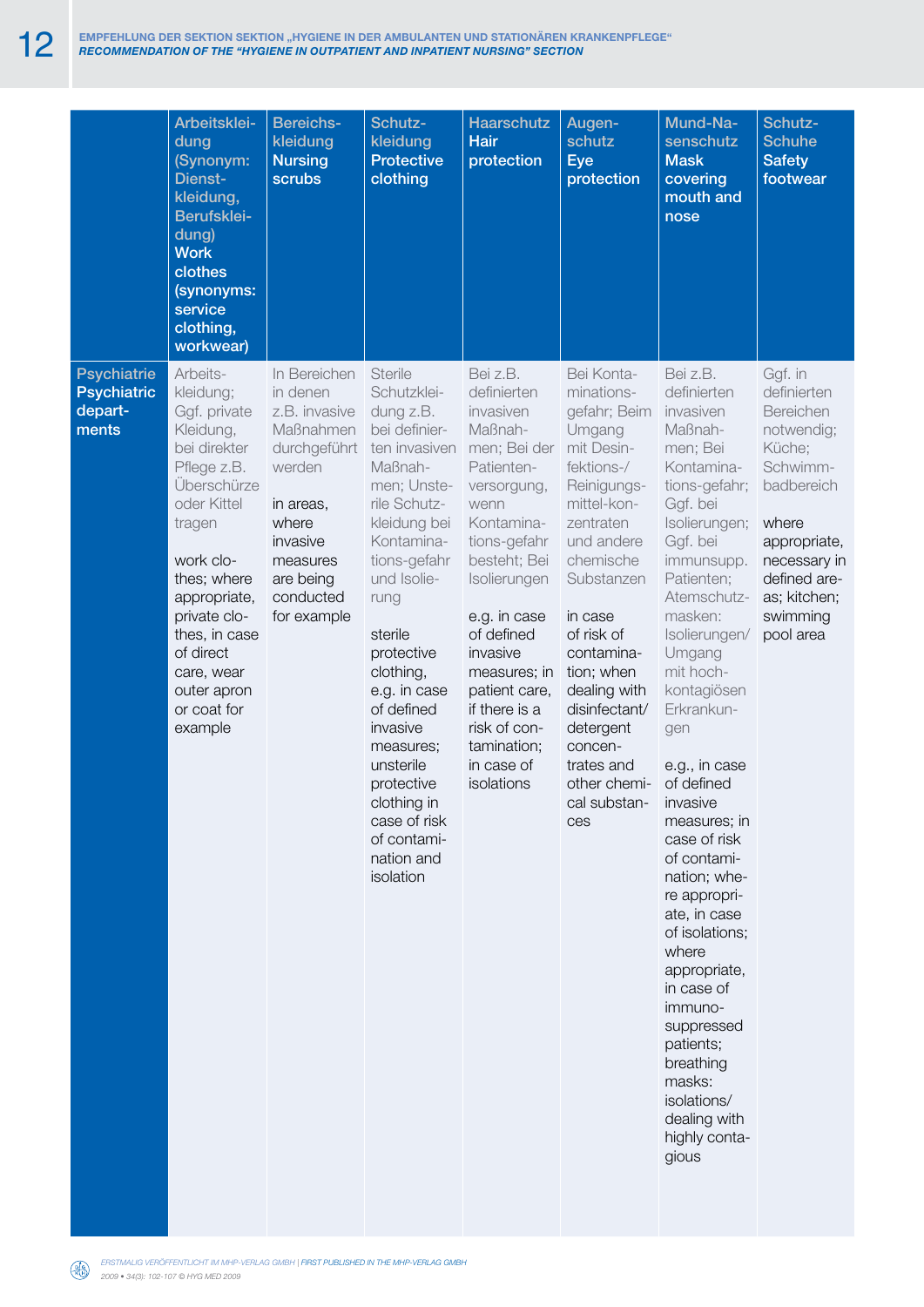| | Arbeitskleidung (Synonym: Dienstkleidung, Berufskleidung) Work clothes (synonyms: service clothing, workwear) | Bereichskleidung Nursing scrubs | Schutzkleidung Protective clothing | Haarschutz Hair protection | Augenschutz Eye protection | Mund-Nasenschutz Mask covering mouth and nose | Schutz-Schuhe Safety footwear |
|---|---|---|---|---|---|---|---|
| Psychiatrie Psychiatric departments | Arbeitskleidung; Ggf. private Kleidung, bei direkter Pflege z.B. Überschürze oder Kittel tragen<br><br>work clothes; where appropriate, private clothes, in case of direct care, wear outer apron or coat for example | In Bereichen in denen z.B. invasive Maßnahmen durchgeführt werden<br><br>in areas, where invasive measures are being conducted for example | Sterile Schutzkleidung z.B. bei definierten invasiven Maßnahmen; Unsterile Schutzkleidung bei Kontaminations-gefahr und Isolierung<br><br>sterile protective clothing, e.g. in case of defined invasive measures; unsterile protective clothing in case of risk of contamination and isolation | Bei z.B. definierten invasiven Maßnahmen; Bei der Patientenversorgung, wenn Kontaminations-gefahr besteht; Bei Isolierungen<br><br>e.g. in case of defined invasive measures; in patient care, if there is a risk of contamination; in case of isolations | Bei Kontaminationsgefahr; Beim Umgang mit Desinfektions-/Reinigungsmittel-konzentraten und andere chemische Substanzen<br><br>in case of risk of contamination; when dealing with disinfectant/detergent concentrates and other chemical substances | Bei z.B. definierten invasiven Maßnahmen; Bei Kontamina-tions-gefahr; Ggf. bei Isolierungen; Ggf. bei immunsupp. Patienten; Atemschutzmasken: Isolierungen/Umgang mit hochkontagiösen Erkrankungen<br><br>e.g., in case of defined invasive measures; in case of risk of contamination; where appropriate, in case of isolations; where appropriate, in case of immunosuppressed patients; breathing masks: isolations/dealing with highly contagious | Ggf. in definierten Bereichen notwendig; Küche; Schwimmbadbereich<br><br>where appropriate, necessary in defined areas; kitchen; swimming pool area |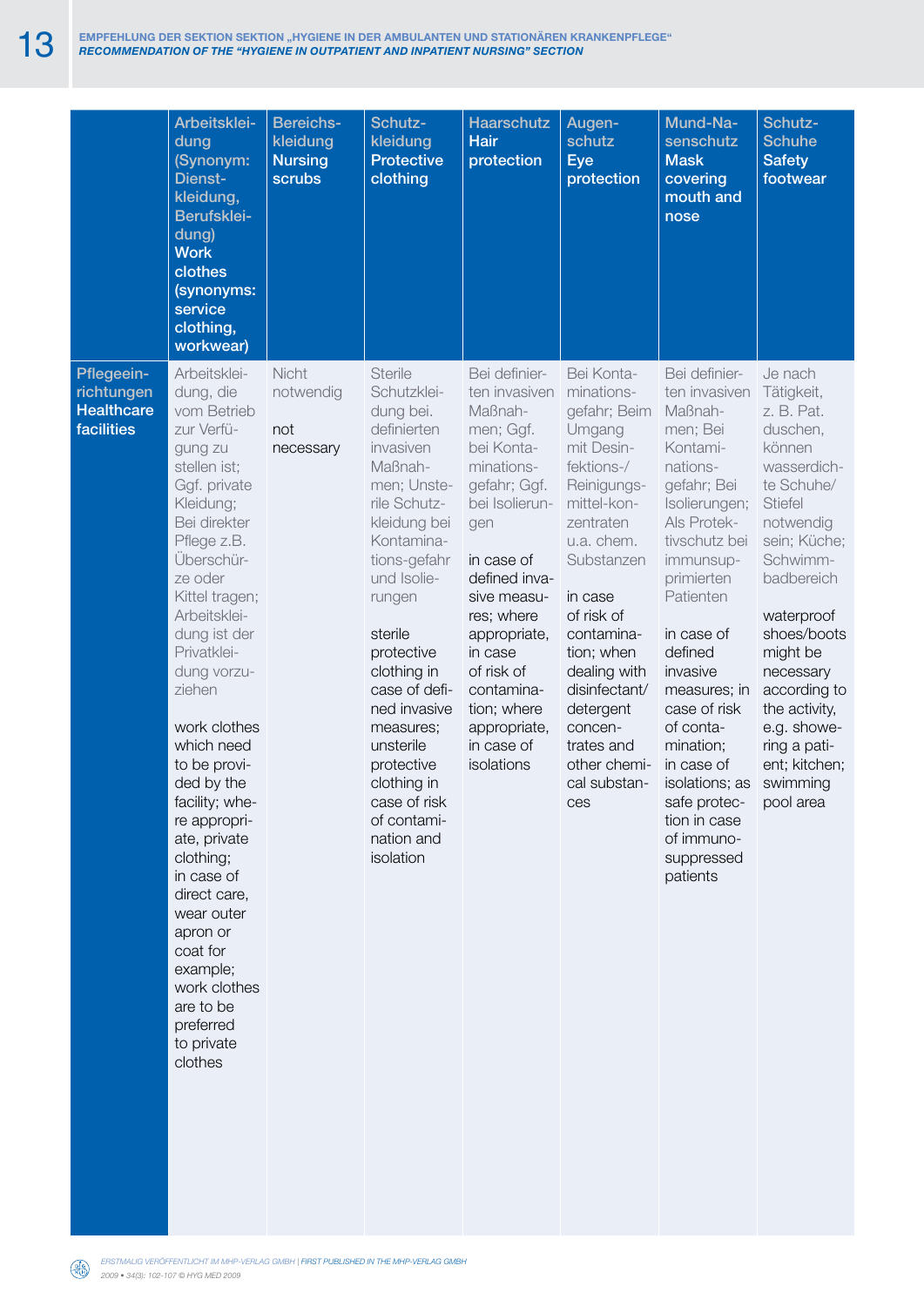| | Arbeitskleidung (Synonym: Dienstkleidung, Berufskleidung) **Work clothes (synonyms: service clothing, workwear)** | Bereichskleidung **Nursing scrubs** | Schutzkleidung **Protective clothing** | Haarschutz **Hair protection** | Augenschutz **Eye protection** | Mund-Nasenschutz **Mask covering mouth and nose** | Schutz-Schuhe **Safety footwear** |
|---|---|---|---|---|---|---|---|
| Pflegeeinrichtungen **Healthcare facilities** | Arbeitskleidung, die vom Betrieb zur Verfügung zu stellen ist; Ggf. private Kleidung; Bei direkter Pflege z.B. Überschürze oder Kittel tragen; Arbeitskleidung ist der Privatkleidung vorzuziehen<br><br>work clothes which need to be provided by the facility; where appropriate, private clothing; in case of direct care, wear outer apron or coat for example; work clothes are to be preferred to private clothes | Nicht notwendig<br><br>not necessary | Sterile Schutzkleidung bei. definierten invasiven Maßnahmen; Unsterile Schutzkleidung bei Kontaminations-gefahr und Isolierungen<br><br>sterile protective clothing in case of defined invasive measures; unsterile protective clothing in case of risk of contamination and isolation | Bei definierten invasiven Maßnahmen; Ggf. bei Kontaminationsgefahr; Ggf. bei Isolierungen<br><br>in case of defined invasive measures; where appropriate, in case of risk of contamination; where appropriate, in case of isolations | Bei Kontaminationsgefahr; Beim Umgang mit Desinfektions-/ Reinigungsmittel-konzentraten u.a. chem. Substanzen<br><br>in case of risk of contamination; when dealing with disinfectant/ detergent concentrates and other chemical substances | Bei definierten invasiven Maßnahmen; Bei Kontaminationsgefahr; Bei Isolierungen; Als Protektivschutz bei immunsupprimierten Patienten<br><br>in case of defined invasive measures; in case of risk of contamination; in case of isolations; as safe protection in case of immunosuppressed patients | Je nach Tätigkeit, z. B. Pat. duschen, können wasserdichte Schuhe/ Stiefel notwendig sein; Küche; Schwimmbadbereich<br><br>waterproof shoes/boots might be necessary according to the activity, e.g. showering a patient; kitchen; swimming pool area |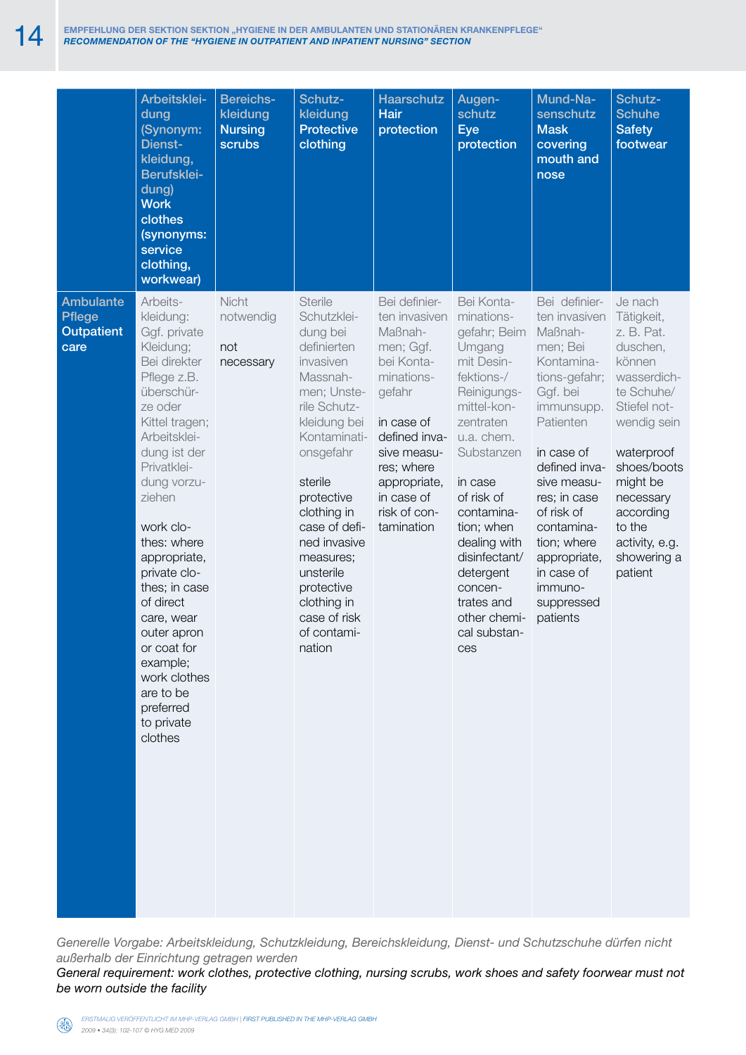| | Arbeitskleidung (Synonym: Dienstkleidung, Berufskleidung) **Work clothes (synonyms: service clothing, workwear)** | Bereichskleidung **Nursing scrubs** | Schutzkleidung **Protective clothing** | Haarschutz **Hair protection** | Augenschutz **Eye protection** | Mund-Nasenschutz **Mask covering mouth and nose** | Schutz-Schuhe **Safety footwear** |
|---|---|---|---|---|---|---|---|
| Ambulante Pflege **Outpatient care** | Arbeitskleidung: Ggf. private Kleidung; Bei direkter Pflege z.B. überschürze oder Kittel tragen; Arbeitskleidung ist der Privatkleidung vorzuziehen<br><br>work clothes: where appropriate, private clothes; in case of direct care, wear outer apron or coat for example; work clothes are to be preferred to private clothes | Nicht notwendig<br><br>not necessary | Sterile Schutzkleidung bei definierten invasiven Massnahmen; Unsterile Schutzkleidung bei Kontaminationsgefahr<br><br>sterile protective clothing in case of defined invasive measures; unsterile protective clothing in case of risk of contamination | Bei definierten invasiven Maßnahmen; Ggf. bei Kontaminationsgefahr<br><br>in case of defined invasive measures; where appropriate, in case of risk of contamination | Bei Kontaminationsgefahr; Beim Umgang mit Desinfektions-/ Reinigungsmittel-konzentraten u.a. chem. Substanzen<br><br>in case of risk of contamination; when dealing with disinfectant/ detergent concentrates and other chemical substances | Bei definierten invasiven Maßnahmen; Bei Kontaminations-gefahr; Ggf. bei immunsupp. Patienten<br><br>in case of defined invasive measures; in case of risk of contamination; where appropriate, in case of immunosuppressed patients | Je nach Tätigkeit, z. B. Pat. duschen, können wasserdichte Schuhe/ Stiefel notwendig sein<br><br>waterproof shoes/boots might be necessary according to the activity, e.g. showering a patient |

*Generelle Vorgabe: Arbeitskleidung, Schutzkleidung, Bereichskleidung, Dienst- und Schutzschuhe dürfen nicht außerhalb der Einrichtung getragen werden*

***General requirement: work clothes, protective clothing, nursing scrubs, work shoes and safety foorwear must not be worn outside the facility***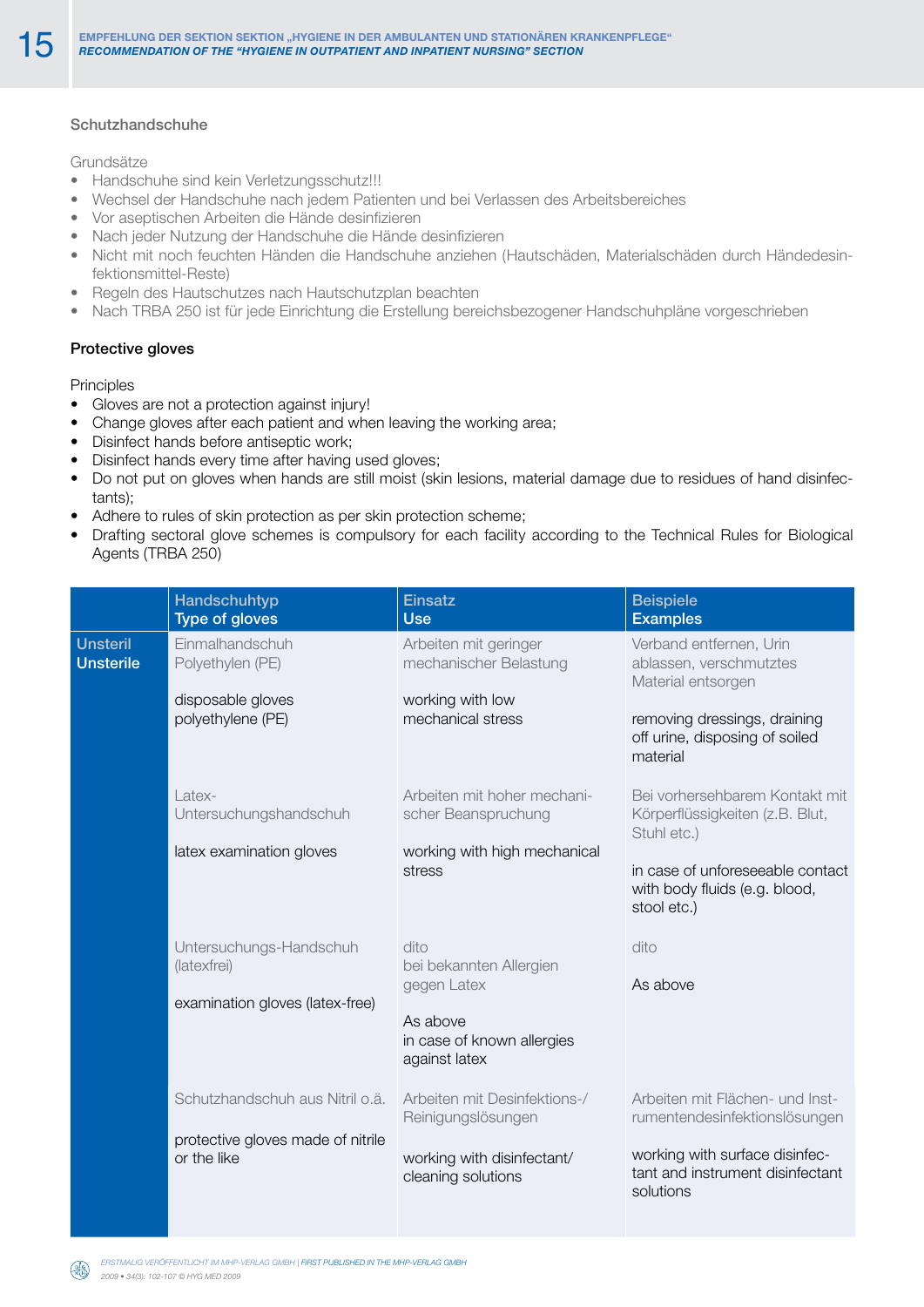### Schutzhandschuhe

Grundsätze

- Handschuhe sind kein Verletzungsschutz!!!
- Wechsel der Handschuhe nach jedem Patienten und bei Verlassen des Arbeitsbereiches
- Vor aseptischen Arbeiten die Hände desinfizieren
- Nach jeder Nutzung der Handschuhe die Hände desinfizieren
- Nicht mit noch feuchten Händen die Handschuhe anziehen (Hautschäden, Materialschäden durch Händedesinfektionsmittel-Reste)
- Regeln des Hautschutzes nach Hautschutzplan beachten
- Nach TRBA 250 ist für jede Einrichtung die Erstellung bereichsbezogener Handschuhpläne vorgeschrieben

### Protective gloves

Principles

- Gloves are not a protection against injury!
- Change gloves after each patient and when leaving the working area;
- Disinfect hands before antiseptic work;
- Disinfect hands every time after having used gloves;
- Do not put on gloves when hands are still moist (skin lesions, material damage due to residues of hand disinfectants);
- Adhere to rules of skin protection as per skin protection scheme;
- Drafting sectoral glove schemes is compulsory for each facility according to the Technical Rules for Biological Agents (TRBA 250)

| | Handschuhtyp<br>Type of gloves | Einsatz<br>Use | Beispiele<br>Examples |
|---|---|---|---|
| Unsteril<br>Unsterile | Einmalhandschuh Polyethylen (PE)<br><br>disposable gloves polyethylene (PE) | Arbeiten mit geringer mechanischer Belastung<br><br>working with low mechanical stress | Verband entfernen, Urin ablassen, verschmutztes Material entsorgen<br><br>removing dressings, draining off urine, disposing of soiled material |
| | Latex-Untersuchungshandschuh<br><br>latex examination gloves | Arbeiten mit hoher mechanischer Beanspruchung<br><br>working with high mechanical stress | Bei vorhersehbarem Kontakt mit Körperflüssigkeiten (z.B. Blut, Stuhl etc.)<br><br>in case of unforeseeable contact with body fluids (e.g. blood, stool etc.) |
| | Untersuchungs-Handschuh (latexfrei)<br><br>examination gloves (latex-free) | dito<br>bei bekannten Allergien gegen Latex<br><br>As above<br>in case of known allergies against latex | dito<br><br>As above |
| | Schutzhandschuh aus Nitril o.ä.<br><br>protective gloves made of nitrile or the like | Arbeiten mit Desinfektions-/Reinigungslösungen<br><br>working with disinfectant/cleaning solutions | Arbeiten mit Flächen- und Instrumentendesinfektionslösungen<br><br>working with surface disinfectant and instrument disinfectant solutions |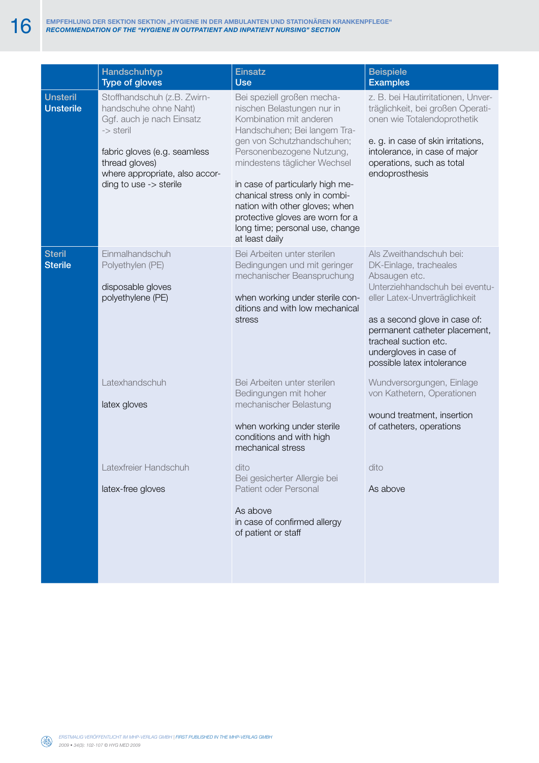| | Handschuhtyp<br>Type of gloves | Einsatz<br>Use | Beispiele<br>Examples |
|---|---|---|---|
| Unsteril<br>**Unsterile** | Stoffhandschuh (z.B. Zwirnhandschuhe ohne Naht)<br>Ggf. auch je nach Einsatz -> steril<br><br>fabric gloves (e.g. seamless thread gloves)<br>where appropriate, also according to use -> sterile | Bei speziell großen mechanischen Belastungen nur in Kombination mit anderen Handschuhen; Bei langem Tragen von Schutzhandschuhen; Personenbezogene Nutzung, mindestens täglicher Wechsel<br><br>in case of particularly high mechanical stress only in combination with other gloves; when protective gloves are worn for a long time; personal use, change at least daily | z. B. bei Hautirritationen, Unverträglichkeit, bei großen Operationen wie Totalendoprothetik<br><br>e. g. in case of skin irritations, intolerance, in case of major operations, such as total endoprosthesis |
| Steril<br>**Sterile** | Einmalhandschuh Polyethylen (PE)<br><br>disposable gloves polyethylene (PE) | Bei Arbeiten unter sterilen Bedingungen und mit geringer mechanischer Beanspruchung<br><br>when working under sterile conditions and with low mechanical stress | Als Zweithandschuh bei: DK-Einlage, tracheales Absaugen etc.<br>Unterziehhandschuh bei eventueller Latex-Unverträglichkeit<br><br>as a second glove in case of: permanent catheter placement, tracheal suction etc.<br>undergloves in case of possible latex intolerance |
| | Latexhandschuh<br><br>latex gloves | Bei Arbeiten unter sterilen Bedingungen mit hoher mechanischer Belastung<br><br>when working under sterile conditions and with high mechanical stress | Wundversorgungen, Einlage von Kathetern, Operationen<br><br>wound treatment, insertion of catheters, operations |
| | Latexfreier Handschuh<br><br>latex-free gloves | dito<br>Bei gesicherter Allergie bei Patient oder Personal<br><br>As above<br>in case of confirmed allergy of patient or staff | dito<br><br>As above |

*ERSTMALIG VERÖFFENTLICHT IM MHP-VERLAG GMBH | FIRST PUBLISHED IN THE MHP-VERLAG GMBH*
*2009 • 34(3): 102-107 © HYG MED 2009*